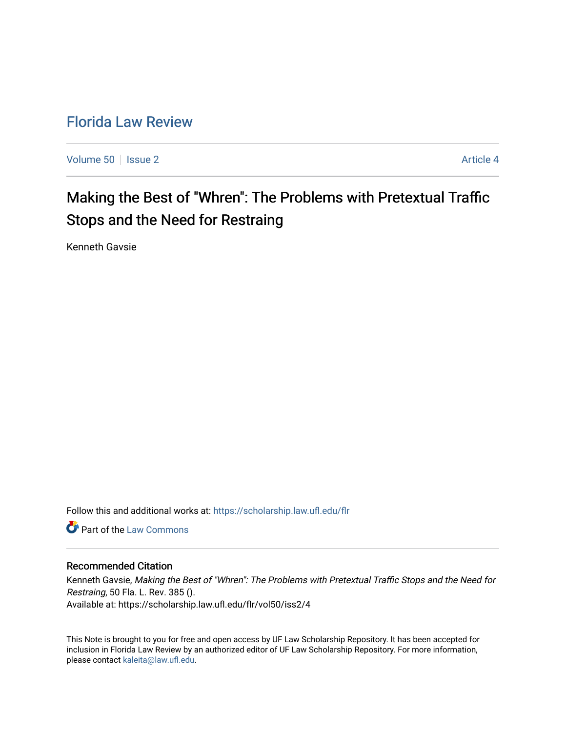# Florida Law Review

Volume 50 | Issue 2 | Article 4

## Making the Best of "Whren": The Problems with Pretextual Traffic Stops and the Need for Restraing

Kenneth Gavsie

Follow this and additional works at: https://scholarship.law.ufl.edu/flr

Part of the Law Commons

### Recommended Citation

Kenneth Gavsie, *Making the Best of "Whren": The Problems with Pretextual Traffic Stops and the Need for Restraing*, 50 Fla. L. Rev. 385 ().
Available at: https://scholarship.law.ufl.edu/flr/vol50/iss2/4

This Note is brought to you for free and open access by UF Law Scholarship Repository. It has been accepted for inclusion in Florida Law Review by an authorized editor of UF Law Scholarship Repository. For more information, please contact kaleita@law.ufl.edu.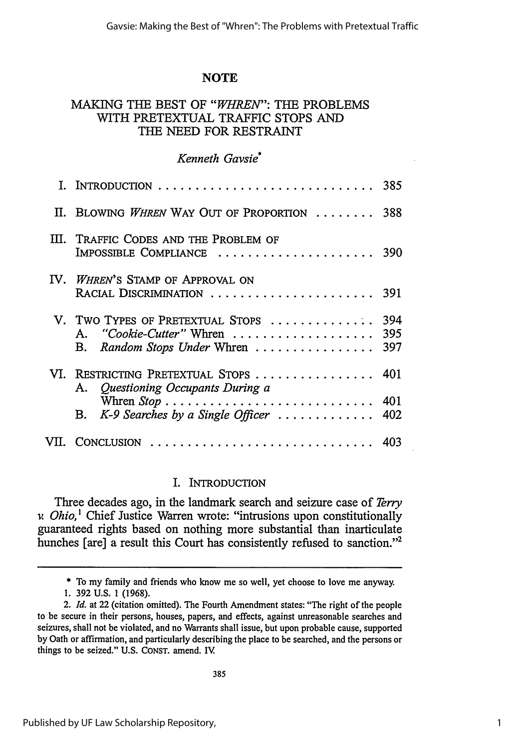## NOTE

# MAKING THE BEST OF "*WHREN*": THE PROBLEMS WITH PRETEXTUAL TRAFFIC STOPS AND THE NEED FOR RESTRAINT

*Kenneth Gavsie*[*]

| | | |
|---|---|---|
| I. | INTRODUCTION | 385 |
| II. | BLOWING *WHREN* WAY OUT OF PROPORTION | 388 |
| III. | TRAFFIC CODES AND THE PROBLEM OF IMPOSSIBLE COMPLIANCE | 390 |
| IV. | *WHREN*'S STAMP OF APPROVAL ON RACIAL DISCRIMINATION | 391 |
| V. | TWO TYPES OF PRETEXTUAL STOPS | 394 |
| | A. *"Cookie-Cutter"* Whren | 395 |
| | B. *Random Stops Under* Whren | 397 |
| VI. | RESTRICTING PRETEXTUAL STOPS | 401 |
| | A. *Questioning Occupants During a* Whren *Stop* | 401 |
| | B. *K-9 Searches by a Single Officer* | 402 |
| VII. | CONCLUSION | 403 |

## I. INTRODUCTION

Three decades ago, in the landmark search and seizure case of *Terry v. Ohio*,[1] Chief Justice Warren wrote: "intrusions upon constitutionally guaranteed rights based on nothing more substantial than inarticulate hunches [are] a result this Court has consistently refused to sanction."[2]

---

\* To my family and friends who know me so well, yet choose to love me anyway.

1. 392 U.S. 1 (1968).

2. *Id.* at 22 (citation omitted). The Fourth Amendment states: "The right of the people to be secure in their persons, houses, papers, and effects, against unreasonable searches and seizures, shall not be violated, and no Warrants shall issue, but upon probable cause, supported by Oath or affirmation, and particularly describing the place to be searched, and the persons or things to be seized." U.S. CONST. amend. IV.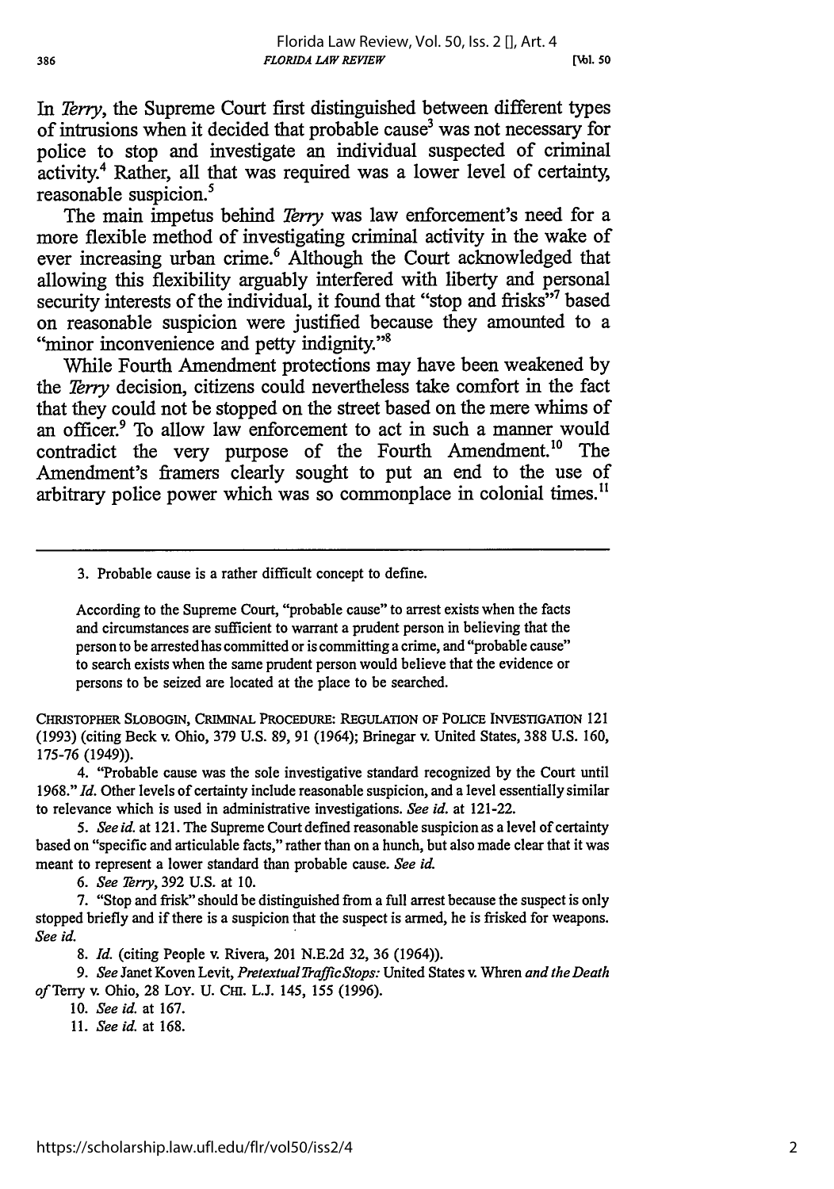In *Terry*, the Supreme Court first distinguished between different types of intrusions when it decided that probable cause[3] was not necessary for police to stop and investigate an individual suspected of criminal activity.[4] Rather, all that was required was a lower level of certainty, reasonable suspicion.[5]

The main impetus behind *Terry* was law enforcement's need for a more flexible method of investigating criminal activity in the wake of ever increasing urban crime.[6] Although the Court acknowledged that allowing this flexibility arguably interfered with liberty and personal security interests of the individual, it found that "stop and frisks"[7] based on reasonable suspicion were justified because they amounted to a "minor inconvenience and petty indignity."[8]

While Fourth Amendment protections may have been weakened by the *Terry* decision, citizens could nevertheless take comfort in the fact that they could not be stopped on the street based on the mere whims of an officer.[9] To allow law enforcement to act in such a manner would contradict the very purpose of the Fourth Amendment.[10] The Amendment's framers clearly sought to put an end to the use of arbitrary police power which was so commonplace in colonial times.[11]

---

3. Probable cause is a rather difficult concept to define.

> According to the Supreme Court, "probable cause" to arrest exists when the facts and circumstances are sufficient to warrant a prudent person in believing that the person to be arrested has committed or is committing a crime, and "probable cause" to search exists when the same prudent person would believe that the evidence or persons to be seized are located at the place to be searched.

CHRISTOPHER SLOBOGIN, CRIMINAL PROCEDURE: REGULATION OF POLICE INVESTIGATION 121 (1993) (citing Beck v. Ohio, 379 U.S. 89, 91 (1964); Brinegar v. United States, 388 U.S. 160, 175-76 (1949)).

4. "Probable cause was the sole investigative standard recognized by the Court until 1968." *Id.* Other levels of certainty include reasonable suspicion, and a level essentially similar to relevance which is used in administrative investigations. *See id.* at 121-22.

5. *See id.* at 121. The Supreme Court defined reasonable suspicion as a level of certainty based on "specific and articulable facts," rather than on a hunch, but also made clear that it was meant to represent a lower standard than probable cause. *See id.*

6. *See Terry*, 392 U.S. at 10.

7. "Stop and frisk" should be distinguished from a full arrest because the suspect is only stopped briefly and if there is a suspicion that the suspect is armed, he is frisked for weapons. *See id.*

8. *Id.* (citing People v. Rivera, 201 N.E.2d 32, 36 (1964)).

9. *See* Janet Koven Levit, *Pretextual Traffic Stops:* United States v. Whren *and the Death of* Terry v. Ohio, 28 LOY. U. CHI. L.J. 145, 155 (1996).

10. *See id.* at 167.

11. *See id.* at 168.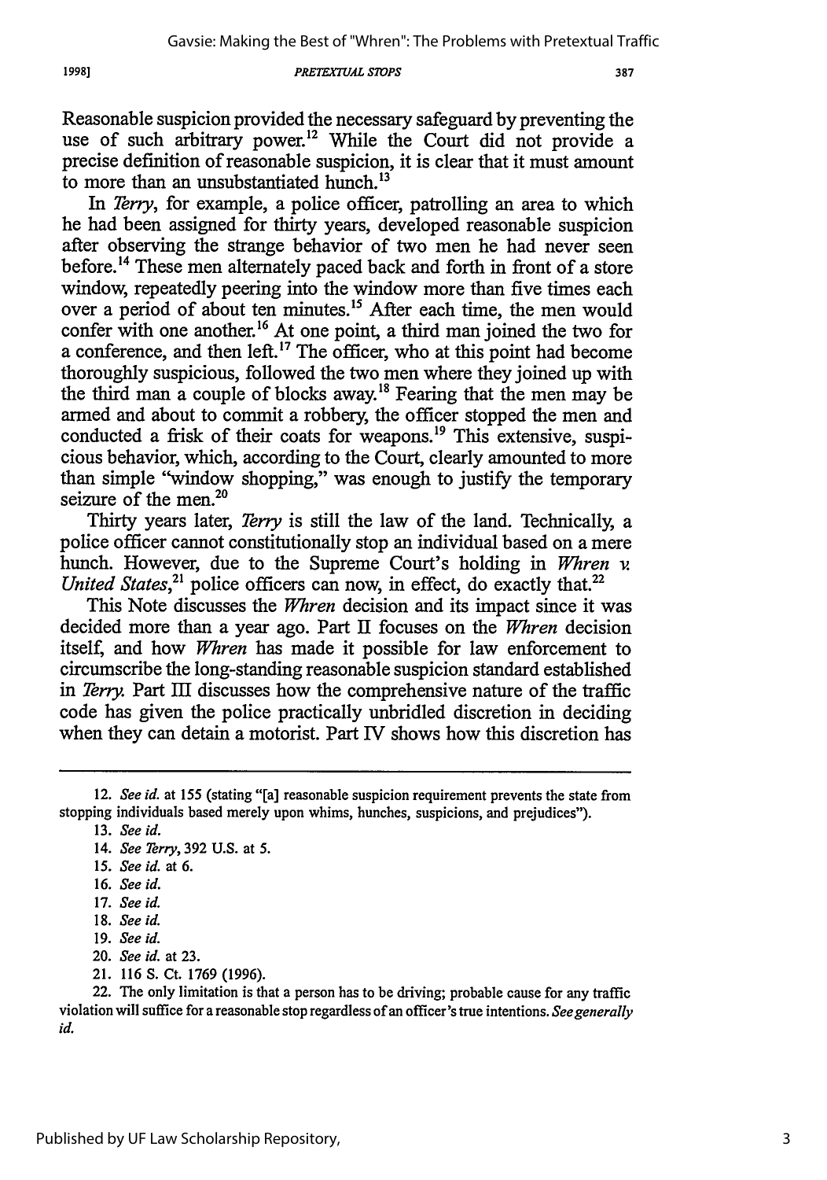Reasonable suspicion provided the necessary safeguard by preventing the use of such arbitrary power.[12] While the Court did not provide a precise definition of reasonable suspicion, it is clear that it must amount to more than an unsubstantiated hunch.[13]

In *Terry*, for example, a police officer, patrolling an area to which he had been assigned for thirty years, developed reasonable suspicion after observing the strange behavior of two men he had never seen before.[14] These men alternately paced back and forth in front of a store window, repeatedly peering into the window more than five times each over a period of about ten minutes.[15] After each time, the men would confer with one another.[16] At one point, a third man joined the two for a conference, and then left.[17] The officer, who at this point had become thoroughly suspicious, followed the two men where they joined up with the third man a couple of blocks away.[18] Fearing that the men may be armed and about to commit a robbery, the officer stopped the men and conducted a frisk of their coats for weapons.[19] This extensive, suspicious behavior, which, according to the Court, clearly amounted to more than simple "window shopping," was enough to justify the temporary seizure of the men.[20]

Thirty years later, *Terry* is still the law of the land. Technically, a police officer cannot constitutionally stop an individual based on a mere hunch. However, due to the Supreme Court's holding in *Whren v. United States*,[21] police officers can now, in effect, do exactly that.[22]

This Note discusses the *Whren* decision and its impact since it was decided more than a year ago. Part II focuses on the *Whren* decision itself, and how *Whren* has made it possible for law enforcement to circumscribe the long-standing reasonable suspicion standard established in *Terry*. Part III discusses how the comprehensive nature of the traffic code has given the police practically unbridled discretion in deciding when they can detain a motorist. Part IV shows how this discretion has

---

12. *See id.* at 155 (stating "[a] reasonable suspicion requirement prevents the state from stopping individuals based merely upon whims, hunches, suspicions, and prejudices").

13. *See id.*

14. *See Terry*, 392 U.S. at 5.

15. *See id.* at 6.

16. *See id.*

17. *See id.*

18. *See id.*

19. *See id.*

20. *See id.* at 23.

21. 116 S. Ct. 1769 (1996).

22. The only limitation is that a person has to be driving; probable cause for any traffic violation will suffice for a reasonable stop regardless of an officer's true intentions. *See generally id.*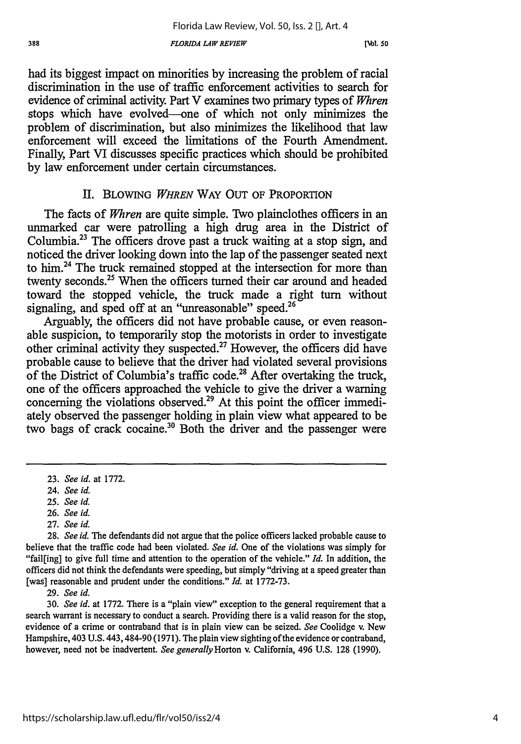had its biggest impact on minorities by increasing the problem of racial discrimination in the use of traffic enforcement activities to search for evidence of criminal activity. Part V examines two primary types of *Whren* stops which have evolved—one of which not only minimizes the problem of discrimination, but also minimizes the likelihood that law enforcement will exceed the limitations of the Fourth Amendment. Finally, Part VI discusses specific practices which should be prohibited by law enforcement under certain circumstances.

## II. Blowing *Whren* Way Out of Proportion

The facts of *Whren* are quite simple. Two plainclothes officers in an unmarked car were patrolling a high drug area in the District of Columbia.[23] The officers drove past a truck waiting at a stop sign, and noticed the driver looking down into the lap of the passenger seated next to him.[24] The truck remained stopped at the intersection for more than twenty seconds.[25] When the officers turned their car around and headed toward the stopped vehicle, the truck made a right turn without signaling, and sped off at an "unreasonable" speed.[26]

Arguably, the officers did not have probable cause, or even reasonable suspicion, to temporarily stop the motorists in order to investigate other criminal activity they suspected.[27] However, the officers did have probable cause to believe that the driver had violated several provisions of the District of Columbia's traffic code.[28] After overtaking the truck, one of the officers approached the vehicle to give the driver a warning concerning the violations observed.[29] At this point the officer immediately observed the passenger holding in plain view what appeared to be two bags of crack cocaine.[30] Both the driver and the passenger were

---

23. *See id.* at 1772.

24. *See id.*

25. *See id.*

26. *See id.*

27. *See id.*

28. *See id.* The defendants did not argue that the police officers lacked probable cause to believe that the traffic code had been violated. *See id.* One of the violations was simply for "fail[ing] to give full time and attention to the operation of the vehicle." *Id.* In addition, the officers did not think the defendants were speeding, but simply "driving at a speed greater than [was] reasonable and prudent under the conditions." *Id.* at 1772-73.

29. *See id.*

30. *See id.* at 1772. There is a "plain view" exception to the general requirement that a search warrant is necessary to conduct a search. Providing there is a valid reason for the stop, evidence of a crime or contraband that is in plain view can be seized. *See* Coolidge v. New Hampshire, 403 U.S. 443, 484-90 (1971). The plain view sighting of the evidence or contraband, however, need not be inadvertent. *See generally* Horton v. California, 496 U.S. 128 (1990).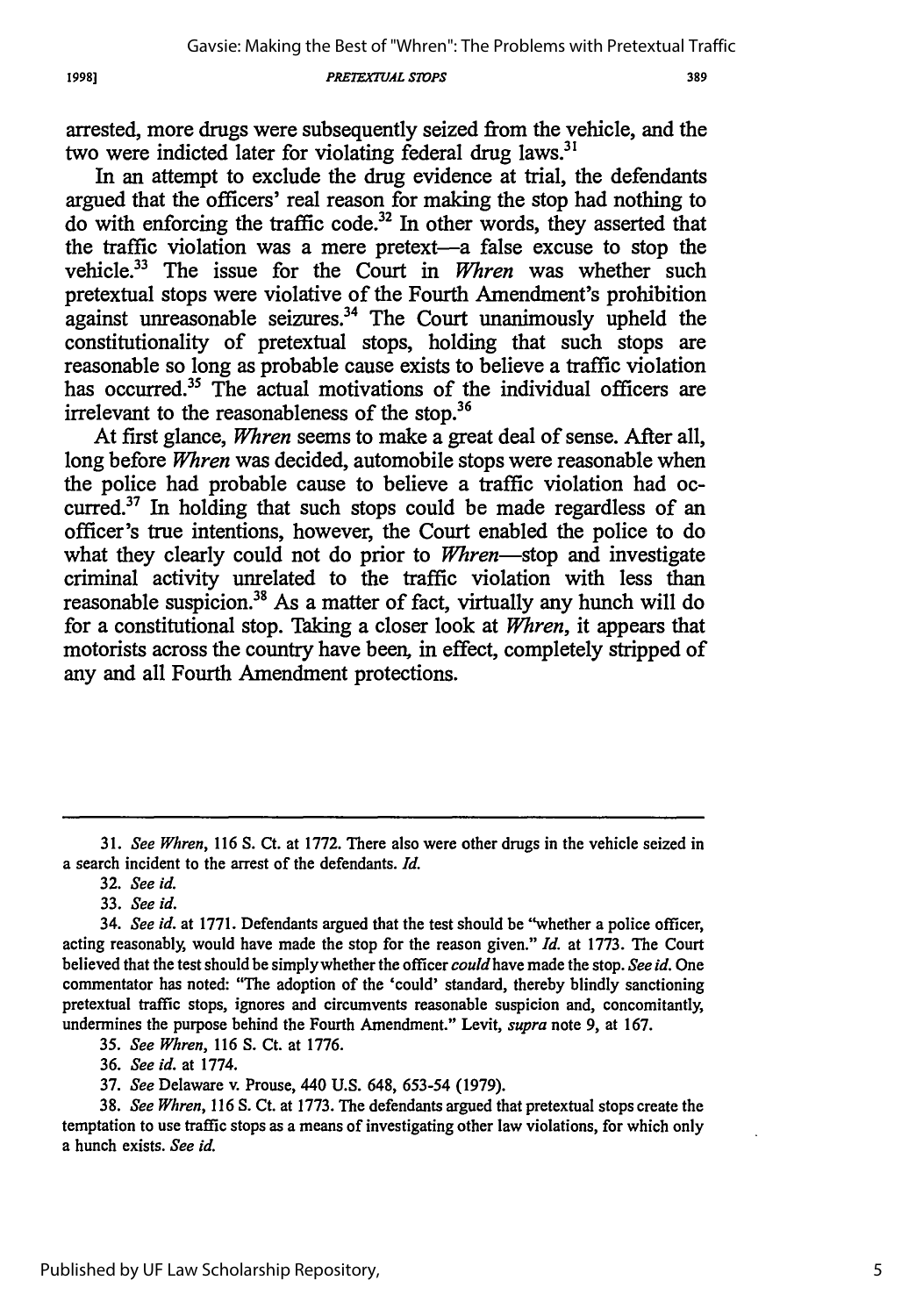arrested, more drugs were subsequently seized from the vehicle, and the two were indicted later for violating federal drug laws.[31]

In an attempt to exclude the drug evidence at trial, the defendants argued that the officers' real reason for making the stop had nothing to do with enforcing the traffic code.[32] In other words, they asserted that the traffic violation was a mere pretext—a false excuse to stop the vehicle.[33] The issue for the Court in *Whren* was whether such pretextual stops were violative of the Fourth Amendment's prohibition against unreasonable seizures.[34] The Court unanimously upheld the constitutionality of pretextual stops, holding that such stops are reasonable so long as probable cause exists to believe a traffic violation has occurred.[35] The actual motivations of the individual officers are irrelevant to the reasonableness of the stop.[36]

At first glance, *Whren* seems to make a great deal of sense. After all, long before *Whren* was decided, automobile stops were reasonable when the police had probable cause to believe a traffic violation had occurred.[37] In holding that such stops could be made regardless of an officer's true intentions, however, the Court enabled the police to do what they clearly could not do prior to *Whren*—stop and investigate criminal activity unrelated to the traffic violation with less than reasonable suspicion.[38] As a matter of fact, virtually any hunch will do for a constitutional stop. Taking a closer look at *Whren*, it appears that motorists across the country have been, in effect, completely stripped of any and all Fourth Amendment protections.

---

31. *See Whren*, 116 S. Ct. at 1772. There also were other drugs in the vehicle seized in a search incident to the arrest of the defendants. *Id.*

32. *See id.*

33. *See id.*

34. *See id.* at 1771. Defendants argued that the test should be "whether a police officer, acting reasonably, would have made the stop for the reason given." *Id.* at 1773. The Court believed that the test should be simply whether the officer *could* have made the stop. *See id.* One commentator has noted: "The adoption of the 'could' standard, thereby blindly sanctioning pretextual traffic stops, ignores and circumvents reasonable suspicion and, concomitantly, undermines the purpose behind the Fourth Amendment." Levit, *supra* note 9, at 167.

35. *See Whren*, 116 S. Ct. at 1776.

36. *See id.* at 1774.

37. *See* Delaware v. Prouse, 440 U.S. 648, 653-54 (1979).

38. *See Whren*, 116 S. Ct. at 1773. The defendants argued that pretextual stops create the temptation to use traffic stops as a means of investigating other law violations, for which only a hunch exists. *See id.*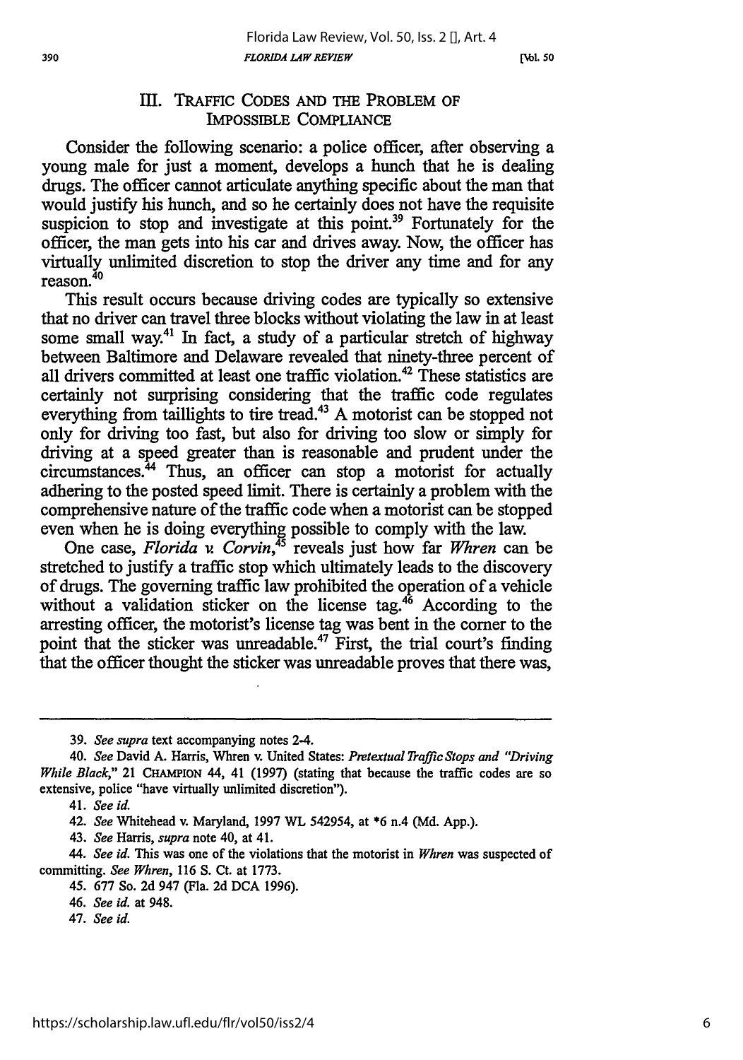## III. TRAFFIC CODES AND THE PROBLEM OF IMPOSSIBLE COMPLIANCE

Consider the following scenario: a police officer, after observing a young male for just a moment, develops a hunch that he is dealing drugs. The officer cannot articulate anything specific about the man that would justify his hunch, and so he certainly does not have the requisite suspicion to stop and investigate at this point.[39] Fortunately for the officer, the man gets into his car and drives away. Now, the officer has virtually unlimited discretion to stop the driver any time and for any reason.[40]

This result occurs because driving codes are typically so extensive that no driver can travel three blocks without violating the law in at least some small way.[41] In fact, a study of a particular stretch of highway between Baltimore and Delaware revealed that ninety-three percent of all drivers committed at least one traffic violation.[42] These statistics are certainly not surprising considering that the traffic code regulates everything from taillights to tire tread.[43] A motorist can be stopped not only for driving too fast, but also for driving too slow or simply for driving at a speed greater than is reasonable and prudent under the circumstances.[44] Thus, an officer can stop a motorist for actually adhering to the posted speed limit. There is certainly a problem with the comprehensive nature of the traffic code when a motorist can be stopped even when he is doing everything possible to comply with the law.

One case, *Florida v. Corvin*,[45] reveals just how far *Whren* can be stretched to justify a traffic stop which ultimately leads to the discovery of drugs. The governing traffic law prohibited the operation of a vehicle without a validation sticker on the license tag.[46] According to the arresting officer, the motorist's license tag was bent in the corner to the point that the sticker was unreadable.[47] First, the trial court's finding that the officer thought the sticker was unreadable proves that there was,

---

39. *See supra* text accompanying notes 2-4.

40. *See* David A. Harris, Whren v. United States: *Pretextual Traffic Stops and "Driving While Black,"* 21 CHAMPION 44, 41 (1997) (stating that because the traffic codes are so extensive, police "have virtually unlimited discretion").

41. *See id.*

42. *See* Whitehead v. Maryland, 1997 WL 542954, at *6 n.4 (Md. App.).

43. *See* Harris, *supra* note 40, at 41.

44. *See id.* This was one of the violations that the motorist in *Whren* was suspected of committing. *See Whren*, 116 S. Ct. at 1773.

45. 677 So. 2d 947 (Fla. 2d DCA 1996).

46. *See id.* at 948.

47. *See id.*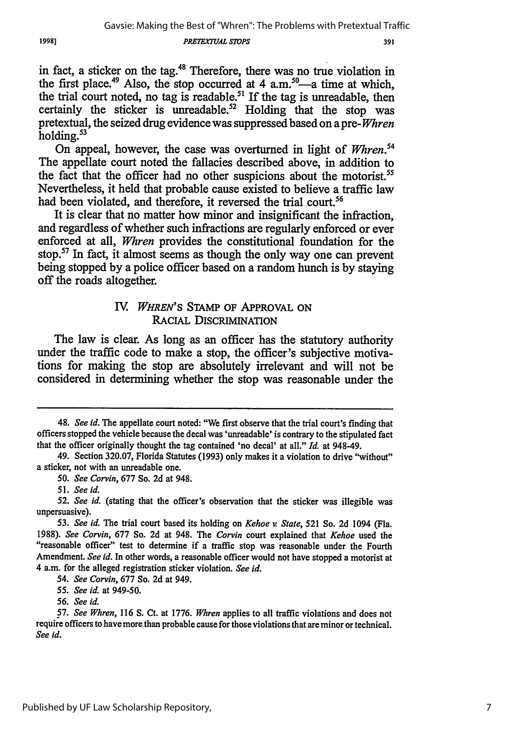in fact, a sticker on the tag.[48] Therefore, there was no true violation in the first place.[49] Also, the stop occurred at 4 a.m.[50]—a time at which, the trial court noted, no tag is readable.[51] If the tag is unreadable, then certainly the sticker is unreadable.[52] Holding that the stop was pretextual, the seized drug evidence was suppressed based on a pre-*Whren* holding.[53]

On appeal, however, the case was overturned in light of *Whren*.[54] The appellate court noted the fallacies described above, in addition to the fact that the officer had no other suspicions about the motorist.[55] Nevertheless, it held that probable cause existed to believe a traffic law had been violated, and therefore, it reversed the trial court.[56]

It is clear that no matter how minor and insignificant the infraction, and regardless of whether such infractions are regularly enforced or ever enforced at all, *Whren* provides the constitutional foundation for the stop.[57] In fact, it almost seems as though the only way one can prevent being stopped by a police officer based on a random hunch is by staying off the roads altogether.

## IV. *WHREN*'S STAMP OF APPROVAL ON RACIAL DISCRIMINATION

The law is clear. As long as an officer has the statutory authority under the traffic code to make a stop, the officer's subjective motivations for making the stop are absolutely irrelevant and will not be considered in determining whether the stop was reasonable under the

---

48. *See id.* The appellate court noted: "We first observe that the trial court's finding that officers stopped the vehicle because the decal was 'unreadable' is contrary to the stipulated fact that the officer originally thought the tag contained 'no decal' at all." *Id.* at 948-49.

49. Section 320.07, Florida Statutes (1993) only makes it a violation to drive "without" a sticker, not with an unreadable one.

50. *See Corvin*, 677 So. 2d at 948.

51. *See id.*

52. *See id.* (stating that the officer's observation that the sticker was illegible was unpersuasive).

53. *See id.* The trial court based its holding on *Kehoe v. State*, 521 So. 2d 1094 (Fla. 1988). *See Corvin*, 677 So. 2d at 948. The *Corvin* court explained that *Kehoe* used the "reasonable officer" test to determine if a traffic stop was reasonable under the Fourth Amendment. *See id.* In other words, a reasonable officer would not have stopped a motorist at 4 a.m. for the alleged registration sticker violation. *See id.*

54. *See Corvin*, 677 So. 2d at 949.

55. *See id.* at 949-50.

56. *See id.*

57. *See Whren*, 116 S. Ct. at 1776. *Whren* applies to all traffic violations and does not require officers to have more than probable cause for those violations that are minor or technical. *See id.*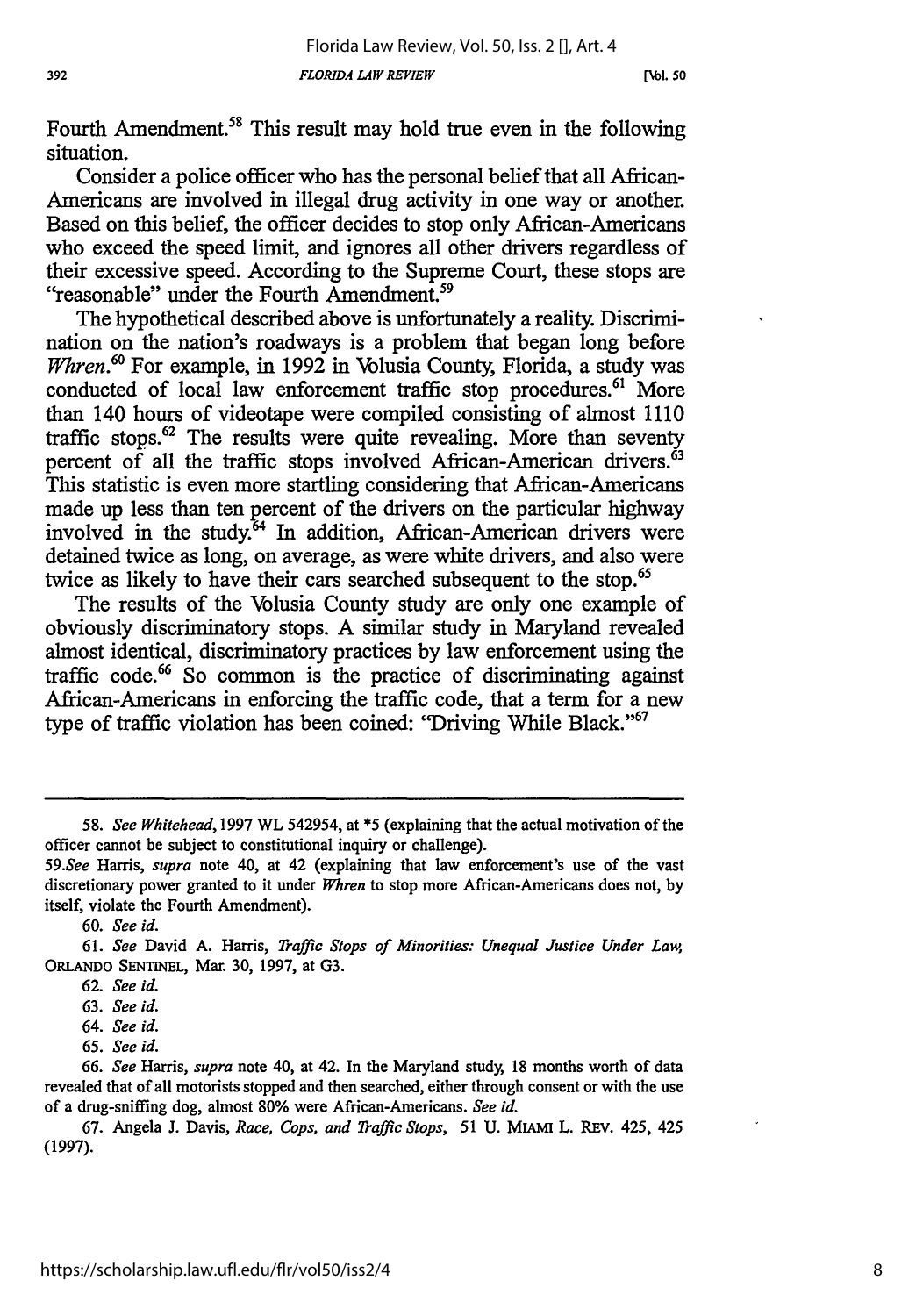Fourth Amendment.[58] This result may hold true even in the following situation.

Consider a police officer who has the personal belief that all African-Americans are involved in illegal drug activity in one way or another. Based on this belief, the officer decides to stop only African-Americans who exceed the speed limit, and ignores all other drivers regardless of their excessive speed. According to the Supreme Court, these stops are "reasonable" under the Fourth Amendment.[59]

The hypothetical described above is unfortunately a reality. Discrimination on the nation's roadways is a problem that began long before *Whren*.[60] For example, in 1992 in Volusia County, Florida, a study was conducted of local law enforcement traffic stop procedures.[61] More than 140 hours of videotape were compiled consisting of almost 1110 traffic stops.[62] The results were quite revealing. More than seventy percent of all the traffic stops involved African-American drivers.[63] This statistic is even more startling considering that African-Americans made up less than ten percent of the drivers on the particular highway involved in the study.[64] In addition, African-American drivers were detained twice as long, on average, as were white drivers, and also were twice as likely to have their cars searched subsequent to the stop.[65]

The results of the Volusia County study are only one example of obviously discriminatory stops. A similar study in Maryland revealed almost identical, discriminatory practices by law enforcement using the traffic code.[66] So common is the practice of discriminating against African-Americans in enforcing the traffic code, that a term for a new type of traffic violation has been coined: "Driving While Black."[67]

---

58. *See Whitehead*, 1997 WL 542954, at *5 (explaining that the actual motivation of the officer cannot be subject to constitutional inquiry or challenge).

59. *See* Harris, *supra* note 40, at 42 (explaining that law enforcement's use of the vast discretionary power granted to it under *Whren* to stop more African-Americans does not, by itself, violate the Fourth Amendment).

60. *See id.*

61. *See* David A. Harris, *Traffic Stops of Minorities: Unequal Justice Under Law*, ORLANDO SENTINEL, Mar. 30, 1997, at G3.

62. *See id.*

63. *See id.*

64. *See id.*

65. *See id.*

66. *See* Harris, *supra* note 40, at 42. In the Maryland study, 18 months worth of data revealed that of all motorists stopped and then searched, either through consent or with the use of a drug-sniffing dog, almost 80% were African-Americans. *See id.*

67. Angela J. Davis, *Race, Cops, and Traffic Stops*, 51 U. MIAMI L. REV. 425, 425 (1997).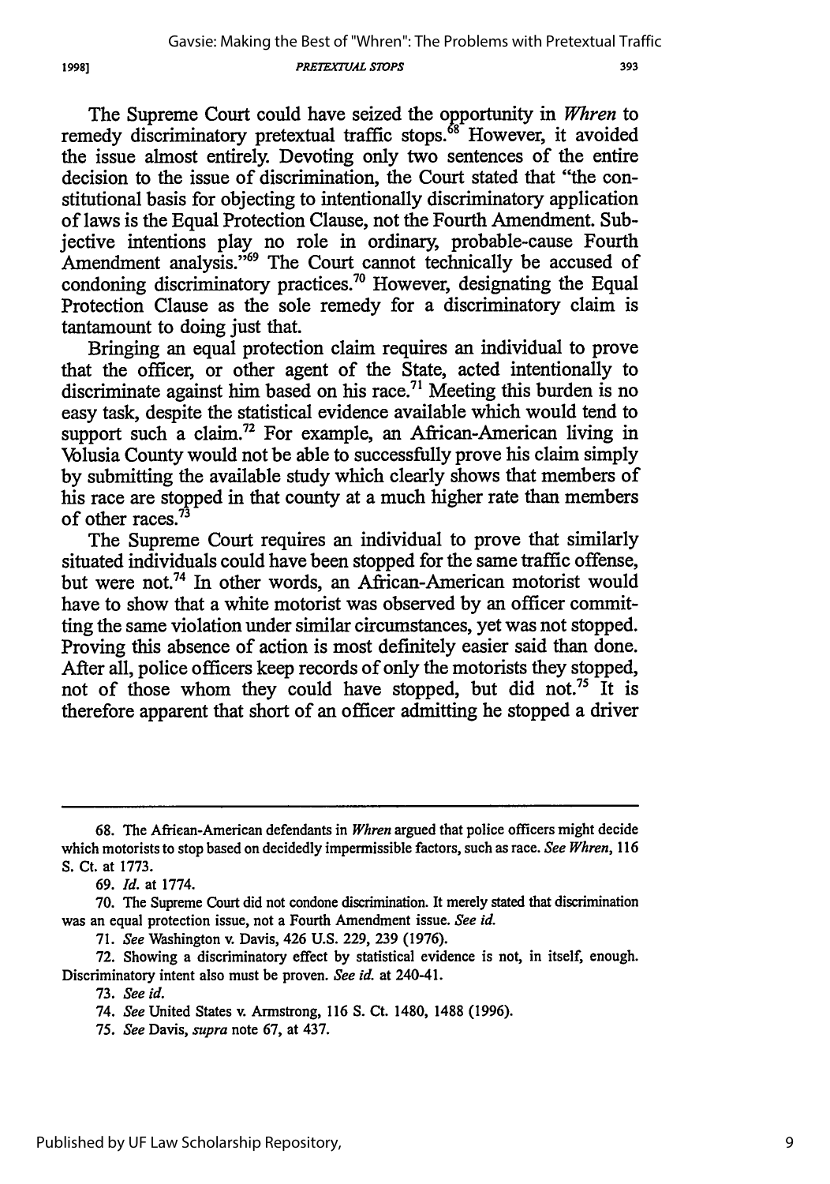The Supreme Court could have seized the opportunity in *Whren* to remedy discriminatory pretextual traffic stops.[68] However, it avoided the issue almost entirely. Devoting only two sentences of the entire decision to the issue of discrimination, the Court stated that "the constitutional basis for objecting to intentionally discriminatory application of laws is the Equal Protection Clause, not the Fourth Amendment. Subjective intentions play no role in ordinary, probable-cause Fourth Amendment analysis."[69] The Court cannot technically be accused of condoning discriminatory practices.[70] However, designating the Equal Protection Clause as the sole remedy for a discriminatory claim is tantamount to doing just that.

Bringing an equal protection claim requires an individual to prove that the officer, or other agent of the State, acted intentionally to discriminate against him based on his race.[71] Meeting this burden is no easy task, despite the statistical evidence available which would tend to support such a claim.[72] For example, an African-American living in Volusia County would not be able to successfully prove his claim simply by submitting the available study which clearly shows that members of his race are stopped in that county at a much higher rate than members of other races.[73]

The Supreme Court requires an individual to prove that similarly situated individuals could have been stopped for the same traffic offense, but were not.[74] In other words, an African-American motorist would have to show that a white motorist was observed by an officer committing the same violation under similar circumstances, yet was not stopped. Proving this absence of action is most definitely easier said than done. After all, police officers keep records of only the motorists they stopped, not of those whom they could have stopped, but did not.[75] It is therefore apparent that short of an officer admitting he stopped a driver

---

68. The African-American defendants in *Whren* argued that police officers might decide which motorists to stop based on decidedly impermissible factors, such as race. *See Whren*, 116 S. Ct. at 1773.

69. *Id.* at 1774.

70. The Supreme Court did not condone discrimination. It merely stated that discrimination was an equal protection issue, not a Fourth Amendment issue. *See id.*

71. *See* Washington v. Davis, 426 U.S. 229, 239 (1976).

72. Showing a discriminatory effect by statistical evidence is not, in itself, enough. Discriminatory intent also must be proven. *See id.* at 240-41.

73. *See id.*

74. *See* United States v. Armstrong, 116 S. Ct. 1480, 1488 (1996).

75. *See* Davis, *supra* note 67, at 437.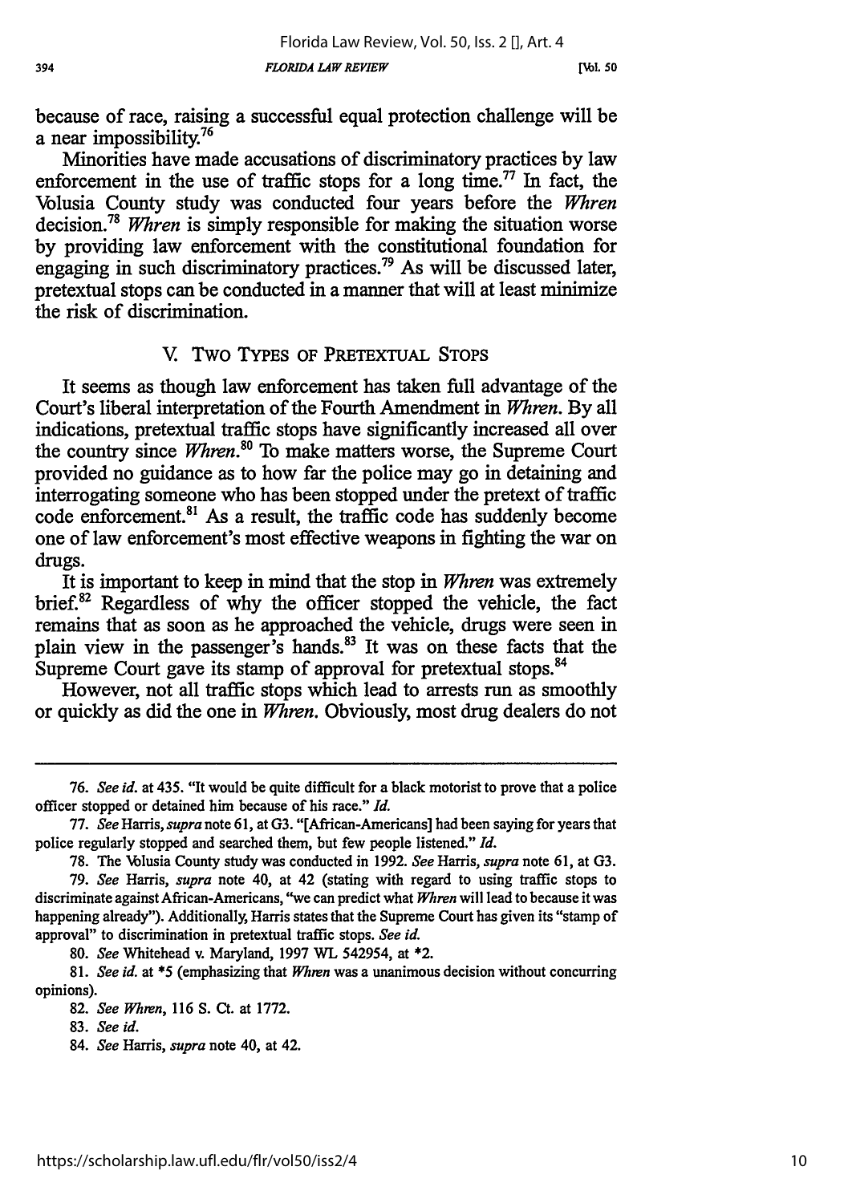because of race, raising a successful equal protection challenge will be a near impossibility.[76]

Minorities have made accusations of discriminatory practices by law enforcement in the use of traffic stops for a long time.[77] In fact, the Volusia County study was conducted four years before the *Whren* decision.[78] *Whren* is simply responsible for making the situation worse by providing law enforcement with the constitutional foundation for engaging in such discriminatory practices.[79] As will be discussed later, pretextual stops can be conducted in a manner that will at least minimize the risk of discrimination.

## V. TWO TYPES OF PRETEXTUAL STOPS

It seems as though law enforcement has taken full advantage of the Court's liberal interpretation of the Fourth Amendment in *Whren*. By all indications, pretextual traffic stops have significantly increased all over the country since *Whren*.[80] To make matters worse, the Supreme Court provided no guidance as to how far the police may go in detaining and interrogating someone who has been stopped under the pretext of traffic code enforcement.[81] As a result, the traffic code has suddenly become one of law enforcement's most effective weapons in fighting the war on drugs.

It is important to keep in mind that the stop in *Whren* was extremely brief.[82] Regardless of why the officer stopped the vehicle, the fact remains that as soon as he approached the vehicle, drugs were seen in plain view in the passenger's hands.[83] It was on these facts that the Supreme Court gave its stamp of approval for pretextual stops.[84]

However, not all traffic stops which lead to arrests run as smoothly or quickly as did the one in *Whren*. Obviously, most drug dealers do not

---

76. *See id.* at 435. "It would be quite difficult for a black motorist to prove that a police officer stopped or detained him because of his race." *Id.*

77. *See* Harris, *supra* note 61, at G3. "[African-Americans] had been saying for years that police regularly stopped and searched them, but few people listened." *Id.*

78. The Volusia County study was conducted in 1992. *See* Harris, *supra* note 61, at G3.

79. *See* Harris, *supra* note 40, at 42 (stating with regard to using traffic stops to discriminate against African-Americans, "we can predict what *Whren* will lead to because it was happening already"). Additionally, Harris states that the Supreme Court has given its "stamp of approval" to discrimination in pretextual traffic stops. *See id.*

80. *See* Whitehead v. Maryland, 1997 WL 542954, at *2.

81. *See id.* at *5 (emphasizing that *Whren* was a unanimous decision without concurring opinions).

82. *See Whren*, 116 S. Ct. at 1772.

83. *See id.*

84. *See* Harris, *supra* note 40, at 42.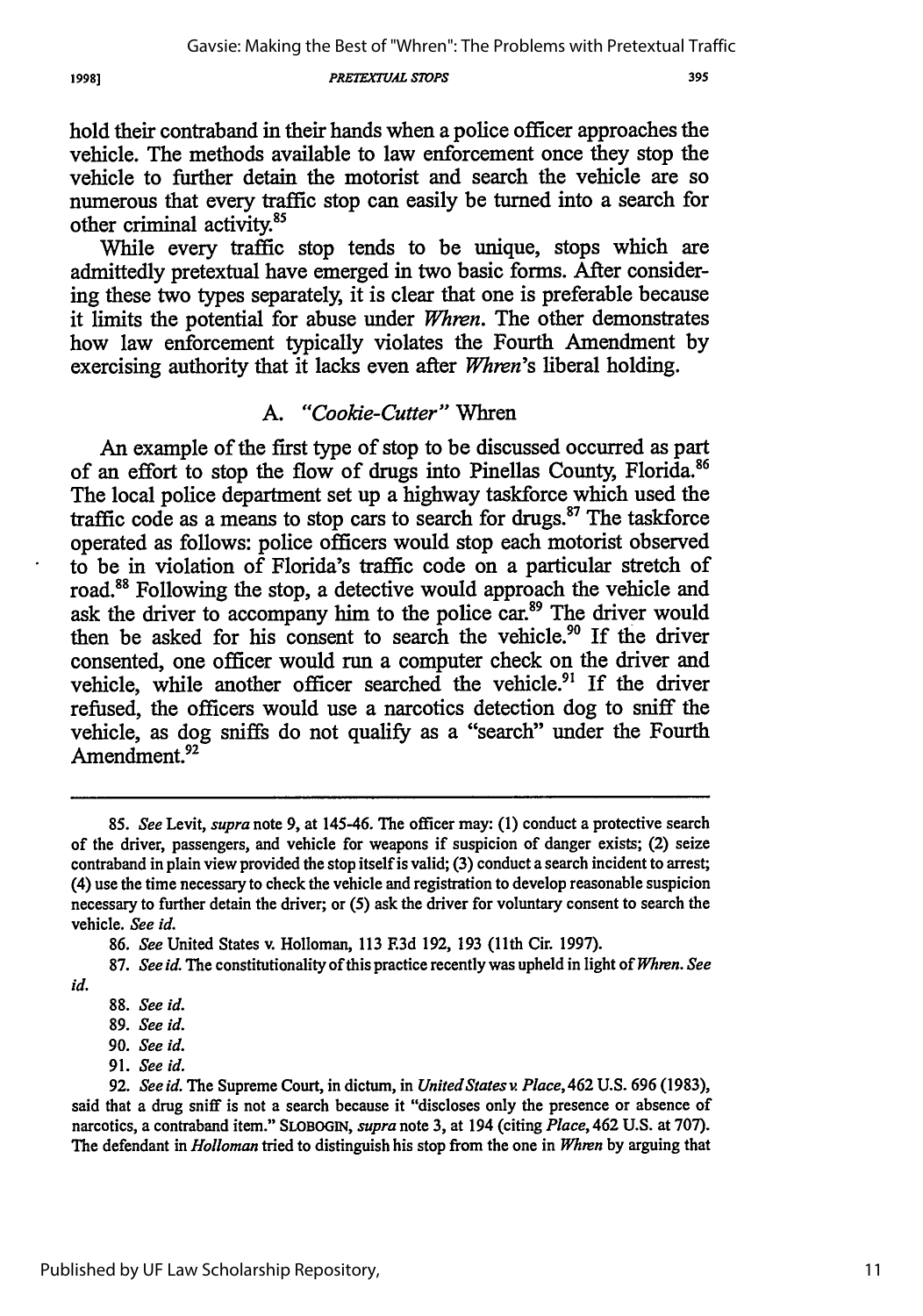hold their contraband in their hands when a police officer approaches the vehicle. The methods available to law enforcement once they stop the vehicle to further detain the motorist and search the vehicle are so numerous that every traffic stop can easily be turned into a search for other criminal activity.[85]

While every traffic stop tends to be unique, stops which are admittedly pretextual have emerged in two basic forms. After considering these two types separately, it is clear that one is preferable because it limits the potential for abuse under *Whren*. The other demonstrates how law enforcement typically violates the Fourth Amendment by exercising authority that it lacks even after *Whren*'s liberal holding.

### A. *"Cookie-Cutter"* Whren

An example of the first type of stop to be discussed occurred as part of an effort to stop the flow of drugs into Pinellas County, Florida.[86] The local police department set up a highway taskforce which used the traffic code as a means to stop cars to search for drugs.[87] The taskforce operated as follows: police officers would stop each motorist observed to be in violation of Florida's traffic code on a particular stretch of road.[88] Following the stop, a detective would approach the vehicle and ask the driver to accompany him to the police car.[89] The driver would then be asked for his consent to search the vehicle.[90] If the driver consented, one officer would run a computer check on the driver and vehicle, while another officer searched the vehicle.[91] If the driver refused, the officers would use a narcotics detection dog to sniff the vehicle, as dog sniffs do not qualify as a "search" under the Fourth Amendment.[92]

---

85. *See* Levit, *supra* note 9, at 145-46. The officer may: (1) conduct a protective search of the driver, passengers, and vehicle for weapons if suspicion of danger exists; (2) seize contraband in plain view provided the stop itself is valid; (3) conduct a search incident to arrest; (4) use the time necessary to check the vehicle and registration to develop reasonable suspicion necessary to further detain the driver; or (5) ask the driver for voluntary consent to search the vehicle. *See id.*

86. *See* United States v. Holloman, 113 F.3d 192, 193 (11th Cir. 1997).

87. *See id.* The constitutionality of this practice recently was upheld in light of *Whren*. *See id.*

88. *See id.*

89. *See id.*

90. *See id.*

91. *See id.*

92. *See id.* The Supreme Court, in dictum, in *United States v. Place*, 462 U.S. 696 (1983), said that a drug sniff is not a search because it "discloses only the presence or absence of narcotics, a contraband item." SLOBOGIN, *supra* note 3, at 194 (citing *Place*, 462 U.S. at 707). The defendant in *Holloman* tried to distinguish his stop from the one in *Whren* by arguing that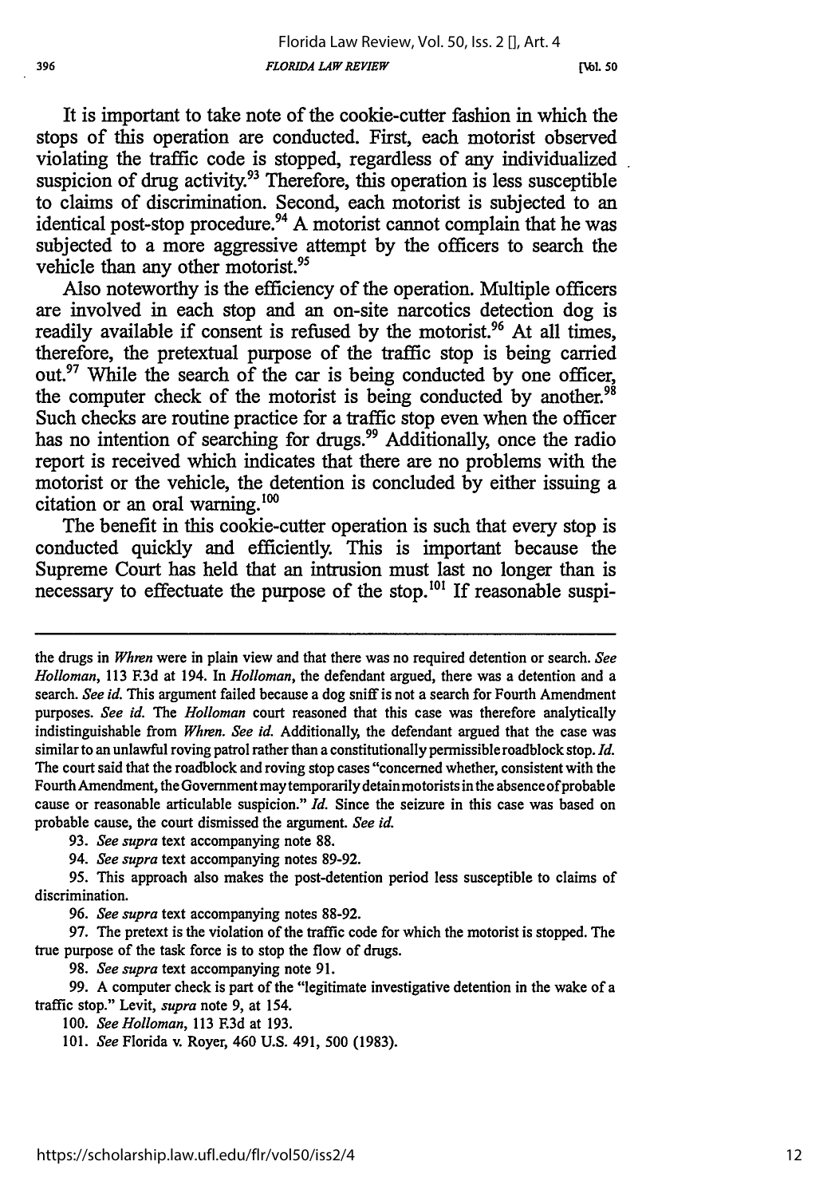It is important to take note of the cookie-cutter fashion in which the stops of this operation are conducted. First, each motorist observed violating the traffic code is stopped, regardless of any individualized suspicion of drug activity.[93] Therefore, this operation is less susceptible to claims of discrimination. Second, each motorist is subjected to an identical post-stop procedure.[94] A motorist cannot complain that he was subjected to a more aggressive attempt by the officers to search the vehicle than any other motorist.[95]

Also noteworthy is the efficiency of the operation. Multiple officers are involved in each stop and an on-site narcotics detection dog is readily available if consent is refused by the motorist.[96] At all times, therefore, the pretextual purpose of the traffic stop is being carried out.[97] While the search of the car is being conducted by one officer, the computer check of the motorist is being conducted by another.[98] Such checks are routine practice for a traffic stop even when the officer has no intention of searching for drugs.[99] Additionally, once the radio report is received which indicates that there are no problems with the motorist or the vehicle, the detention is concluded by either issuing a citation or an oral warning.[100]

The benefit in this cookie-cutter operation is such that every stop is conducted quickly and efficiently. This is important because the Supreme Court has held that an intrusion must last no longer than is necessary to effectuate the purpose of the stop.[101] If reasonable suspi-

---

the drugs in *Whren* were in plain view and that there was no required detention or search. *See Holloman*, 113 F.3d at 194. In *Holloman*, the defendant argued, there was a detention and a search. *See id.* This argument failed because a dog sniff is not a search for Fourth Amendment purposes. *See id.* The *Holloman* court reasoned that this case was therefore analytically indistinguishable from *Whren*. *See id.* Additionally, the defendant argued that the case was similar to an unlawful roving patrol rather than a constitutionally permissible roadblock stop. *Id.* The court said that the roadblock and roving stop cases "concerned whether, consistent with the Fourth Amendment, the Government may temporarily detain motorists in the absence of probable cause or reasonable articulable suspicion." *Id.* Since the seizure in this case was based on probable cause, the court dismissed the argument. *See id.*

93. *See supra* text accompanying note 88.

94. *See supra* text accompanying notes 89-92.

95. This approach also makes the post-detention period less susceptible to claims of discrimination.

96. *See supra* text accompanying notes 88-92.

97. The pretext is the violation of the traffic code for which the motorist is stopped. The true purpose of the task force is to stop the flow of drugs.

98. *See supra* text accompanying note 91.

99. A computer check is part of the "legitimate investigative detention in the wake of a traffic stop." Levit, *supra* note 9, at 154.

100. *See Holloman*, 113 F.3d at 193.

101. *See* Florida v. Royer, 460 U.S. 491, 500 (1983).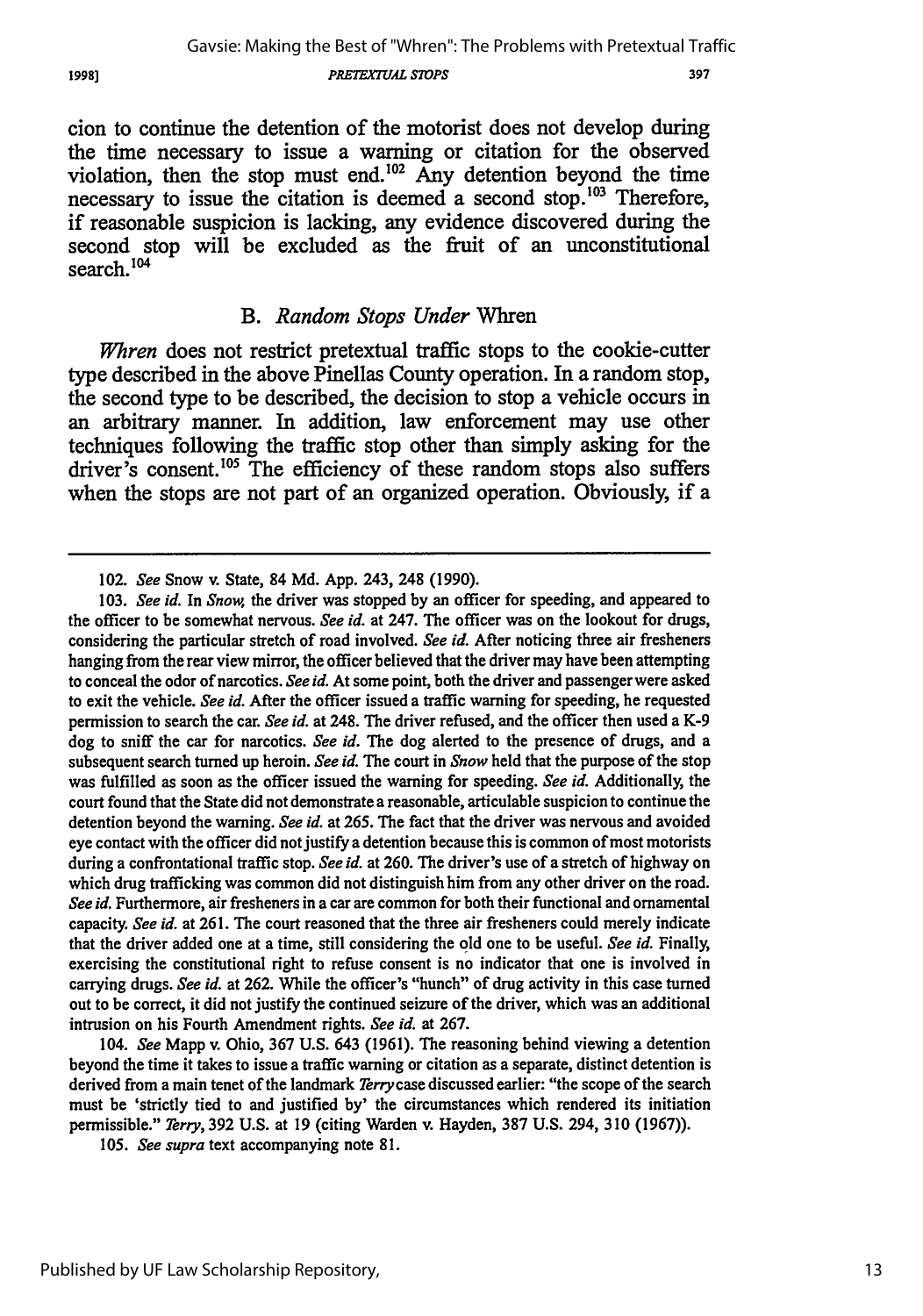cion to continue the detention of the motorist does not develop during the time necessary to issue a warning or citation for the observed violation, then the stop must end.[102] Any detention beyond the time necessary to issue the citation is deemed a second stop.[103] Therefore, if reasonable suspicion is lacking, any evidence discovered during the second stop will be excluded as the fruit of an unconstitutional search.[104]

## B. *Random Stops Under* Whren

*Whren* does not restrict pretextual traffic stops to the cookie-cutter type described in the above Pinellas County operation. In a random stop, the second type to be described, the decision to stop a vehicle occurs in an arbitrary manner. In addition, law enforcement may use other techniques following the traffic stop other than simply asking for the driver's consent.[105] The efficiency of these random stops also suffers when the stops are not part of an organized operation. Obviously, if a

---

102. *See* Snow v. State, 84 Md. App. 243, 248 (1990).

103. *See id.* In *Snow*, the driver was stopped by an officer for speeding, and appeared to the officer to be somewhat nervous. *See id.* at 247. The officer was on the lookout for drugs, considering the particular stretch of road involved. *See id.* After noticing three air fresheners hanging from the rear view mirror, the officer believed that the driver may have been attempting to conceal the odor of narcotics. *See id.* At some point, both the driver and passenger were asked to exit the vehicle. *See id.* After the officer issued a traffic warning for speeding, he requested permission to search the car. *See id.* at 248. The driver refused, and the officer then used a K-9 dog to sniff the car for narcotics. *See id.* The dog alerted to the presence of drugs, and a subsequent search turned up heroin. *See id.* The court in *Snow* held that the purpose of the stop was fulfilled as soon as the officer issued the warning for speeding. *See id.* Additionally, the court found that the State did not demonstrate a reasonable, articulable suspicion to continue the detention beyond the warning. *See id.* at 265. The fact that the driver was nervous and avoided eye contact with the officer did not justify a detention because this is common of most motorists during a confrontational traffic stop. *See id.* at 260. The driver's use of a stretch of highway on which drug trafficking was common did not distinguish him from any other driver on the road. *See id.* Furthermore, air fresheners in a car are common for both their functional and ornamental capacity. *See id.* at 261. The court reasoned that the three air fresheners could merely indicate that the driver added one at a time, still considering the old one to be useful. *See id.* Finally, exercising the constitutional right to refuse consent is no indicator that one is involved in carrying drugs. *See id.* at 262. While the officer's "hunch" of drug activity in this case turned out to be correct, it did not justify the continued seizure of the driver, which was an additional intrusion on his Fourth Amendment rights. *See id.* at 267.

104. *See* Mapp v. Ohio, 367 U.S. 643 (1961). The reasoning behind viewing a detention beyond the time it takes to issue a traffic warning or citation as a separate, distinct detention is derived from a main tenet of the landmark *Terry* case discussed earlier: "the scope of the search must be 'strictly tied to and justified by' the circumstances which rendered its initiation permissible." *Terry*, 392 U.S. at 19 (citing Warden v. Hayden, 387 U.S. 294, 310 (1967)).

105. *See supra* text accompanying note 81.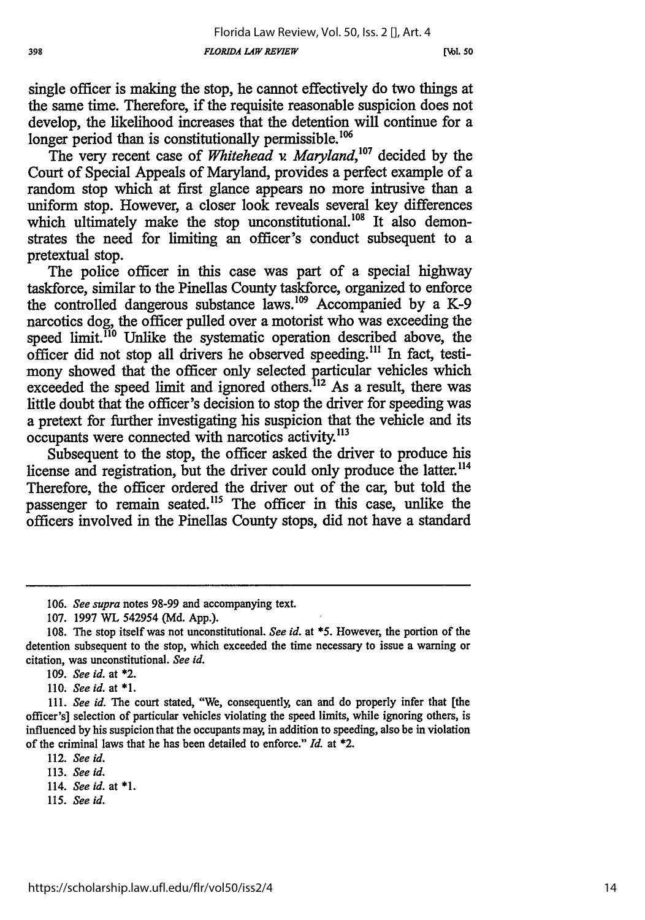single officer is making the stop, he cannot effectively do two things at the same time. Therefore, if the requisite reasonable suspicion does not develop, the likelihood increases that the detention will continue for a longer period than is constitutionally permissible.[106]

The very recent case of *Whitehead v. Maryland*,[107] decided by the Court of Special Appeals of Maryland, provides a perfect example of a random stop which at first glance appears no more intrusive than a uniform stop. However, a closer look reveals several key differences which ultimately make the stop unconstitutional.[108] It also demonstrates the need for limiting an officer's conduct subsequent to a pretextual stop.

The police officer in this case was part of a special highway taskforce, similar to the Pinellas County taskforce, organized to enforce the controlled dangerous substance laws.[109] Accompanied by a K-9 narcotics dog, the officer pulled over a motorist who was exceeding the speed limit.[110] Unlike the systematic operation described above, the officer did not stop all drivers he observed speeding.[111] In fact, testimony showed that the officer only selected particular vehicles which exceeded the speed limit and ignored others.[112] As a result, there was little doubt that the officer's decision to stop the driver for speeding was a pretext for further investigating his suspicion that the vehicle and its occupants were connected with narcotics activity.[113]

Subsequent to the stop, the officer asked the driver to produce his license and registration, but the driver could only produce the latter.[114] Therefore, the officer ordered the driver out of the car, but told the passenger to remain seated.[115] The officer in this case, unlike the officers involved in the Pinellas County stops, did not have a standard

---

106. *See supra* notes 98-99 and accompanying text.

107. 1997 WL 542954 (Md. App.).

108. The stop itself was not unconstitutional. *See id.* at \*5. However, the portion of the detention subsequent to the stop, which exceeded the time necessary to issue a warning or citation, was unconstitutional. *See id.*

109. *See id.* at \*2.

110. *See id.* at \*1.

111. *See id.* The court stated, "We, consequently, can and do properly infer that [the officer's] selection of particular vehicles violating the speed limits, while ignoring others, is influenced by his suspicion that the occupants may, in addition to speeding, also be in violation of the criminal laws that he has been detailed to enforce." *Id.* at \*2.

112. *See id.*

113. *See id.*

114. *See id.* at \*1.

115. *See id.*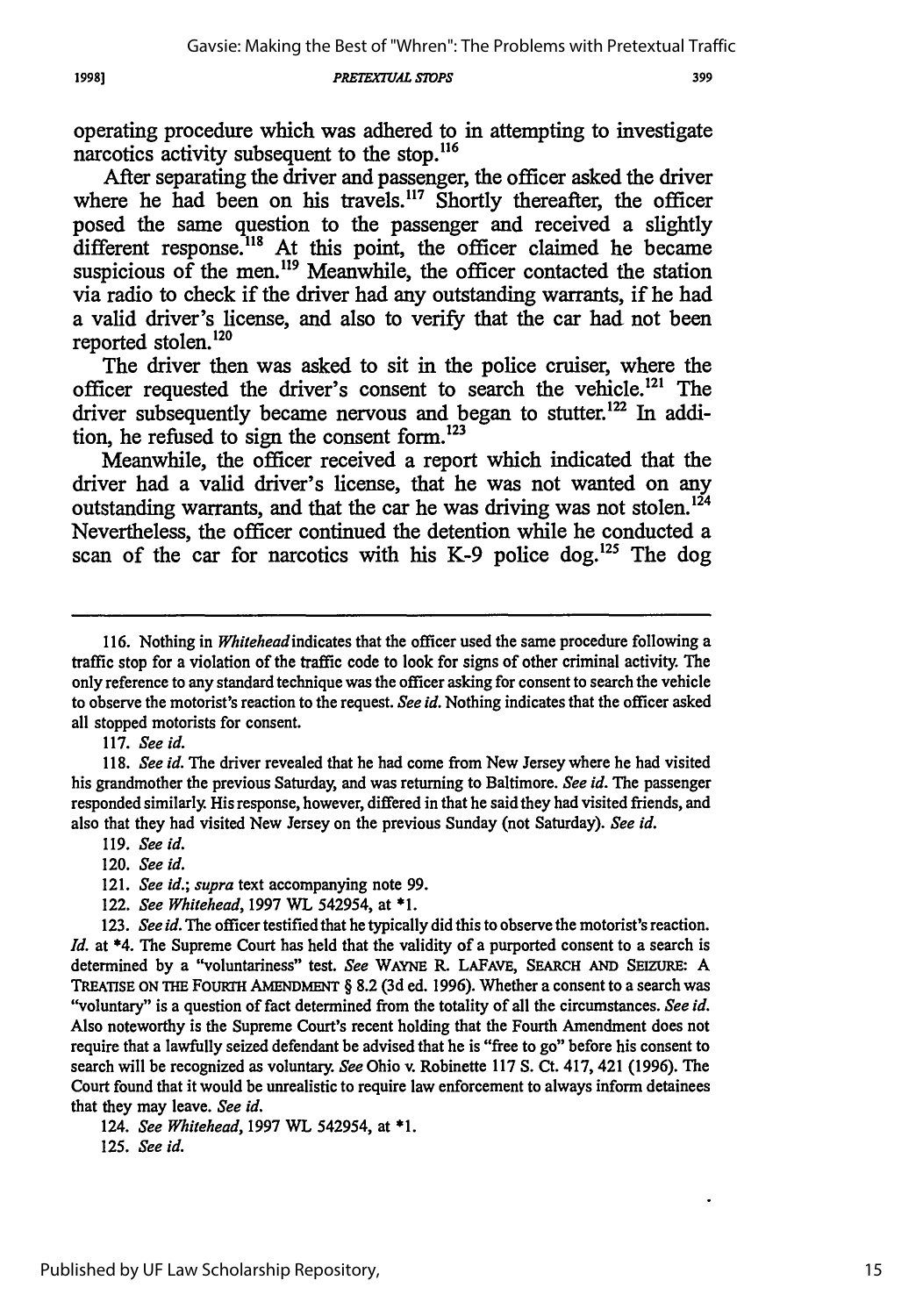operating procedure which was adhered to in attempting to investigate narcotics activity subsequent to the stop.[116]

After separating the driver and passenger, the officer asked the driver where he had been on his travels.[117] Shortly thereafter, the officer posed the same question to the passenger and received a slightly different response.[118] At this point, the officer claimed he became suspicious of the men.[119] Meanwhile, the officer contacted the station via radio to check if the driver had any outstanding warrants, if he had a valid driver's license, and also to verify that the car had not been reported stolen.[120]

The driver then was asked to sit in the police cruiser, where the officer requested the driver's consent to search the vehicle.[121] The driver subsequently became nervous and began to stutter.[122] In addition, he refused to sign the consent form.[123]

Meanwhile, the officer received a report which indicated that the driver had a valid driver's license, that he was not wanted on any outstanding warrants, and that the car he was driving was not stolen.[124] Nevertheless, the officer continued the detention while he conducted a scan of the car for narcotics with his K-9 police dog.[125] The dog

---

116. Nothing in *Whitehead* indicates that the officer used the same procedure following a traffic stop for a violation of the traffic code to look for signs of other criminal activity. The only reference to any standard technique was the officer asking for consent to search the vehicle to observe the motorist's reaction to the request. *See id.* Nothing indicates that the officer asked all stopped motorists for consent.

117. *See id.*

118. *See id.* The driver revealed that he had come from New Jersey where he had visited his grandmother the previous Saturday, and was returning to Baltimore. *See id.* The passenger responded similarly. His response, however, differed in that he said they had visited friends, and also that they had visited New Jersey on the previous Sunday (not Saturday). *See id.*

119. *See id.*

120. *See id.*

121. *See id.*; *supra* text accompanying note 99.

122. *See Whitehead*, 1997 WL 542954, at *1.

123. *See id.* The officer testified that he typically did this to observe the motorist's reaction. *Id.* at *4. The Supreme Court has held that the validity of a purported consent to a search is determined by a "voluntariness" test. *See* WAYNE R. LAFAVE, SEARCH AND SEIZURE: A TREATISE ON THE FOURTH AMENDMENT § 8.2 (3d ed. 1996). Whether a consent to a search was "voluntary" is a question of fact determined from the totality of all the circumstances. *See id.* Also noteworthy is the Supreme Court's recent holding that the Fourth Amendment does not require that a lawfully seized defendant be advised that he is "free to go" before his consent to search will be recognized as voluntary. *See* Ohio v. Robinette 117 S. Ct. 417, 421 (1996). The Court found that it would be unrealistic to require law enforcement to always inform detainees that they may leave. *See id.*

124. *See Whitehead*, 1997 WL 542954, at *1.

125. *See id.*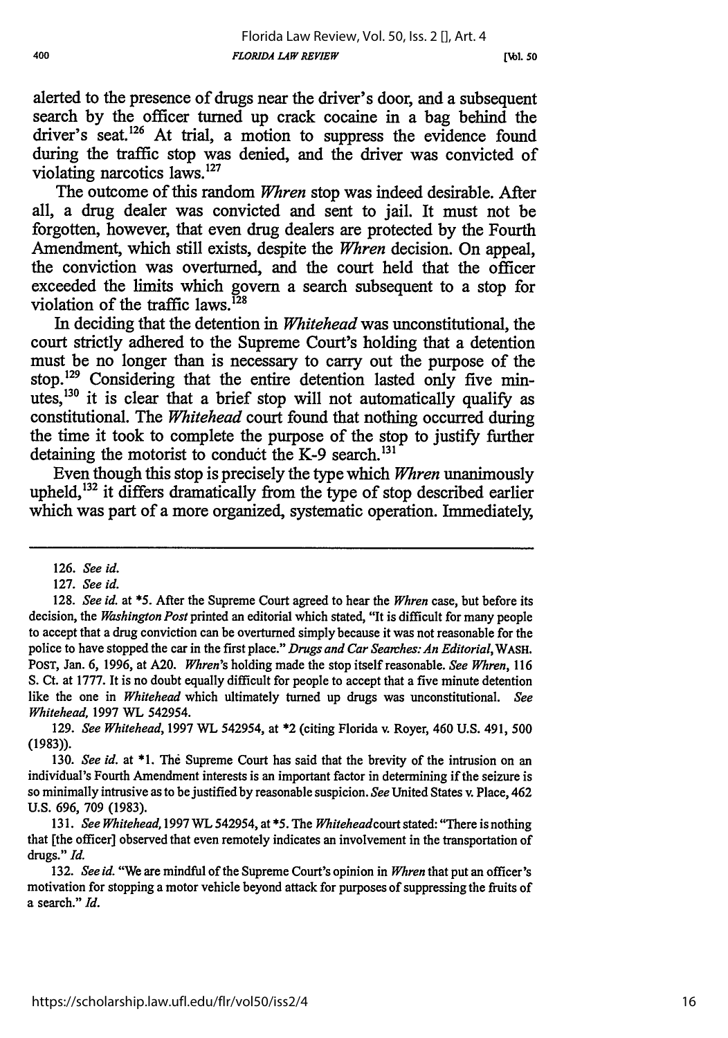alerted to the presence of drugs near the driver's door, and a subsequent search by the officer turned up crack cocaine in a bag behind the driver's seat.[126] At trial, a motion to suppress the evidence found during the traffic stop was denied, and the driver was convicted of violating narcotics laws.[127]

The outcome of this random *Whren* stop was indeed desirable. After all, a drug dealer was convicted and sent to jail. It must not be forgotten, however, that even drug dealers are protected by the Fourth Amendment, which still exists, despite the *Whren* decision. On appeal, the conviction was overturned, and the court held that the officer exceeded the limits which govern a search subsequent to a stop for violation of the traffic laws.[128]

In deciding that the detention in *Whitehead* was unconstitutional, the court strictly adhered to the Supreme Court's holding that a detention must be no longer than is necessary to carry out the purpose of the stop.[129] Considering that the entire detention lasted only five minutes,[130] it is clear that a brief stop will not automatically qualify as constitutional. The *Whitehead* court found that nothing occurred during the time it took to complete the purpose of the stop to justify further detaining the motorist to conduct the K-9 search.[131]

Even though this stop is precisely the type which *Whren* unanimously upheld,[132] it differs dramatically from the type of stop described earlier which was part of a more organized, systematic operation. Immediately,

---

126. *See id.*

127. *See id.*

128. *See id.* at *5. After the Supreme Court agreed to hear the *Whren* case, but before its decision, the *Washington Post* printed an editorial which stated, "It is difficult for many people to accept that a drug conviction can be overturned simply because it was not reasonable for the police to have stopped the car in the first place." *Drugs and Car Searches: An Editorial*, WASH. POST, Jan. 6, 1996, at A20. *Whren's* holding made the stop itself reasonable. *See Whren*, 116 S. Ct. at 1777. It is no doubt equally difficult for people to accept that a five minute detention like the one in *Whitehead* which ultimately turned up drugs was unconstitutional. *See Whitehead*, 1997 WL 542954.

129. *See Whitehead*, 1997 WL 542954, at *2 (citing Florida v. Royer, 460 U.S. 491, 500 (1983)).

130. *See id.* at *1. The Supreme Court has said that the brevity of the intrusion on an individual's Fourth Amendment interests is an important factor in determining if the seizure is so minimally intrusive as to be justified by reasonable suspicion. *See* United States v. Place, 462 U.S. 696, 709 (1983).

131. *See Whitehead*, 1997 WL 542954, at *5. The *Whitehead* court stated: "There is nothing that [the officer] observed that even remotely indicates an involvement in the transportation of drugs." *Id.*

132. *See id.* "We are mindful of the Supreme Court's opinion in *Whren* that put an officer's motivation for stopping a motor vehicle beyond attack for purposes of suppressing the fruits of a search." *Id.*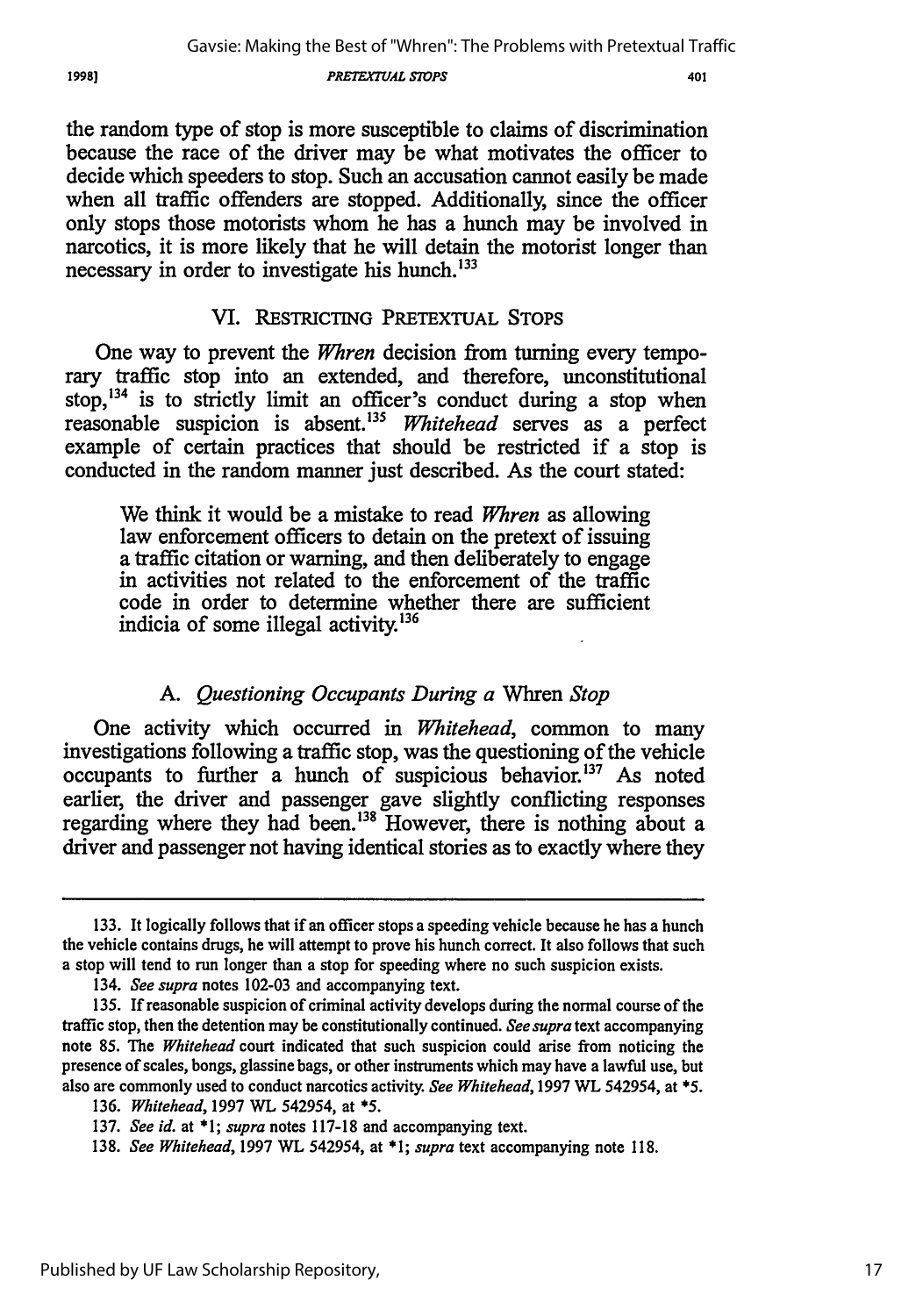the random type of stop is more susceptible to claims of discrimination because the race of the driver may be what motivates the officer to decide which speeders to stop. Such an accusation cannot easily be made when all traffic offenders are stopped. Additionally, since the officer only stops those motorists whom he has a hunch may be involved in narcotics, it is more likely that he will detain the motorist longer than necessary in order to investigate his hunch.[133]

## VI. Restricting Pretextual Stops

One way to prevent the *Whren* decision from turning every temporary traffic stop into an extended, and therefore, unconstitutional stop,[134] is to strictly limit an officer's conduct during a stop when reasonable suspicion is absent.[135] *Whitehead* serves as a perfect example of certain practices that should be restricted if a stop is conducted in the random manner just described. As the court stated:

> We think it would be a mistake to read *Whren* as allowing law enforcement officers to detain on the pretext of issuing a traffic citation or warning, and then deliberately to engage in activities not related to the enforcement of the traffic code in order to determine whether there are sufficient indicia of some illegal activity.[136]

### A. *Questioning Occupants During a* Whren *Stop*

One activity which occurred in *Whitehead*, common to many investigations following a traffic stop, was the questioning of the vehicle occupants to further a hunch of suspicious behavior.[137] As noted earlier, the driver and passenger gave slightly conflicting responses regarding where they had been.[138] However, there is nothing about a driver and passenger not having identical stories as to exactly where they

---

133. It logically follows that if an officer stops a speeding vehicle because he has a hunch the vehicle contains drugs, he will attempt to prove his hunch correct. It also follows that such a stop will tend to run longer than a stop for speeding where no such suspicion exists.

134. *See supra* notes 102-03 and accompanying text.

135. If reasonable suspicion of criminal activity develops during the normal course of the traffic stop, then the detention may be constitutionally continued. *See supra* text accompanying note 85. The *Whitehead* court indicated that such suspicion could arise from noticing the presence of scales, bongs, glassine bags, or other instruments which may have a lawful use, but also are commonly used to conduct narcotics activity. *See Whitehead*, 1997 WL 542954, at *5.

136. *Whitehead*, 1997 WL 542954, at *5.

137. *See id.* at *1; *supra* notes 117-18 and accompanying text.

138. *See Whitehead*, 1997 WL 542954, at *1; *supra* text accompanying note 118.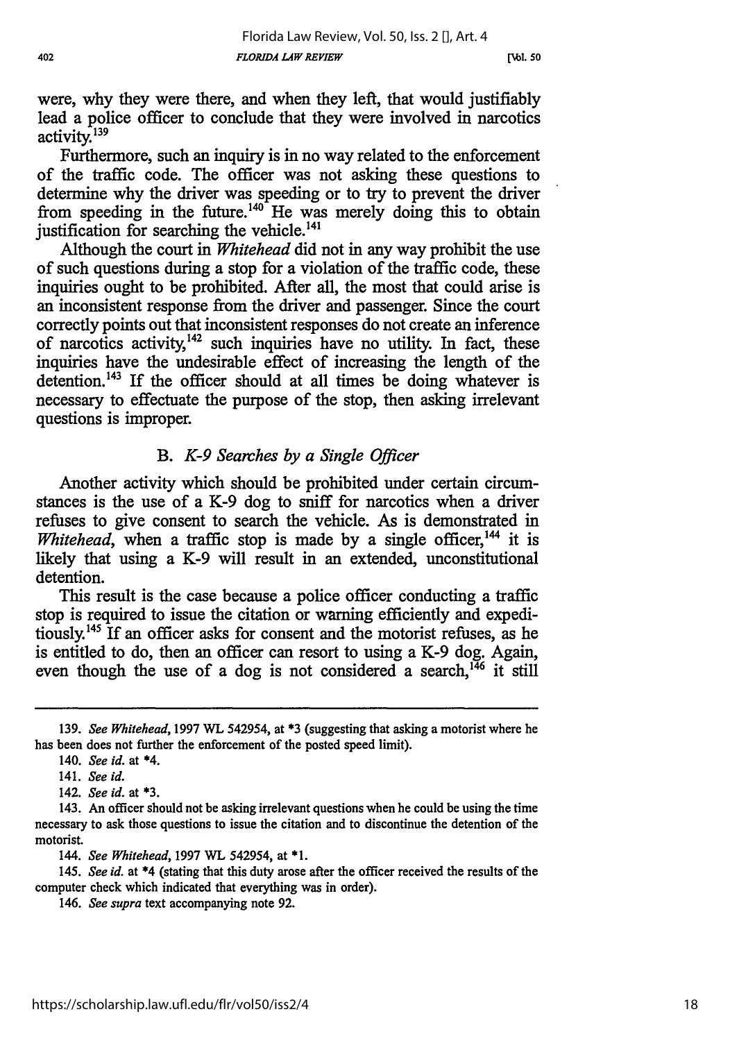were, why they were there, and when they left, that would justifiably lead a police officer to conclude that they were involved in narcotics activity.[139]

Furthermore, such an inquiry is in no way related to the enforcement of the traffic code. The officer was not asking these questions to determine why the driver was speeding or to try to prevent the driver from speeding in the future.[140] He was merely doing this to obtain justification for searching the vehicle.[141]

Although the court in *Whitehead* did not in any way prohibit the use of such questions during a stop for a violation of the traffic code, these inquiries ought to be prohibited. After all, the most that could arise is an inconsistent response from the driver and passenger. Since the court correctly points out that inconsistent responses do not create an inference of narcotics activity,[142] such inquiries have no utility. In fact, these inquiries have the undesirable effect of increasing the length of the detention.[143] If the officer should at all times be doing whatever is necessary to effectuate the purpose of the stop, then asking irrelevant questions is improper.

### B. *K-9 Searches by a Single Officer*

Another activity which should be prohibited under certain circumstances is the use of a K-9 dog to sniff for narcotics when a driver refuses to give consent to search the vehicle. As is demonstrated in *Whitehead*, when a traffic stop is made by a single officer,[144] it is likely that using a K-9 will result in an extended, unconstitutional detention.

This result is the case because a police officer conducting a traffic stop is required to issue the citation or warning efficiently and expeditiously.[145] If an officer asks for consent and the motorist refuses, as he is entitled to do, then an officer can resort to using a K-9 dog. Again, even though the use of a dog is not considered a search,[146] it still

---

139. *See Whitehead*, 1997 WL 542954, at *3 (suggesting that asking a motorist where he has been does not further the enforcement of the posted speed limit).

140. *See id.* at *4.

141. *See id.*

142. *See id.* at *3.

143. An officer should not be asking irrelevant questions when he could be using the time necessary to ask those questions to issue the citation and to discontinue the detention of the motorist.

144. *See Whitehead*, 1997 WL 542954, at *1.

145. *See id.* at *4 (stating that this duty arose after the officer received the results of the computer check which indicated that everything was in order).

146. *See supra* text accompanying note 92.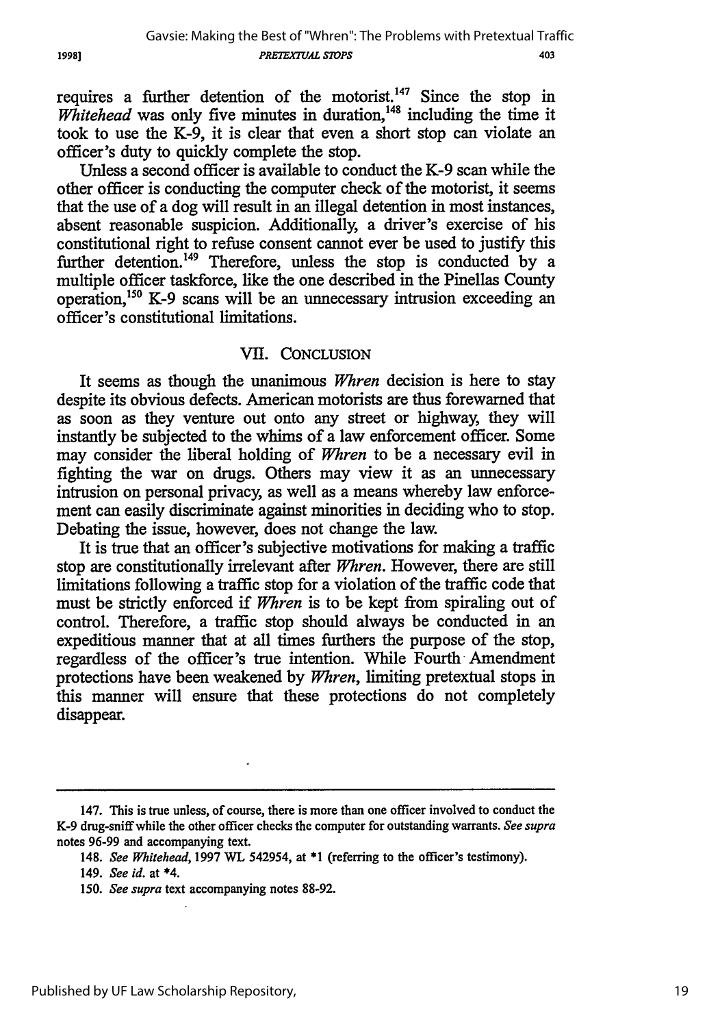requires a further detention of the motorist.[147] Since the stop in *Whitehead* was only five minutes in duration,[148] including the time it took to use the K-9, it is clear that even a short stop can violate an officer's duty to quickly complete the stop.

Unless a second officer is available to conduct the K-9 scan while the other officer is conducting the computer check of the motorist, it seems that the use of a dog will result in an illegal detention in most instances, absent reasonable suspicion. Additionally, a driver's exercise of his constitutional right to refuse consent cannot ever be used to justify this further detention.[149] Therefore, unless the stop is conducted by a multiple officer taskforce, like the one described in the Pinellas County operation,[150] K-9 scans will be an unnecessary intrusion exceeding an officer's constitutional limitations.

## VII. CONCLUSION

It seems as though the unanimous *Whren* decision is here to stay despite its obvious defects. American motorists are thus forewarned that as soon as they venture out onto any street or highway, they will instantly be subjected to the whims of a law enforcement officer. Some may consider the liberal holding of *Whren* to be a necessary evil in fighting the war on drugs. Others may view it as an unnecessary intrusion on personal privacy, as well as a means whereby law enforcement can easily discriminate against minorities in deciding who to stop. Debating the issue, however, does not change the law.

It is true that an officer's subjective motivations for making a traffic stop are constitutionally irrelevant after *Whren*. However, there are still limitations following a traffic stop for a violation of the traffic code that must be strictly enforced if *Whren* is to be kept from spiraling out of control. Therefore, a traffic stop should always be conducted in an expeditious manner that at all times furthers the purpose of the stop, regardless of the officer's true intention. While Fourth Amendment protections have been weakened by *Whren*, limiting pretextual stops in this manner will ensure that these protections do not completely disappear.

---

147. This is true unless, of course, there is more than one officer involved to conduct the K-9 drug-sniff while the other officer checks the computer for outstanding warrants. *See supra* notes 96-99 and accompanying text.

148. *See Whitehead*, 1997 WL 542954, at *1 (referring to the officer's testimony).

149. *See id.* at *4.

150. *See supra* text accompanying notes 88-92.